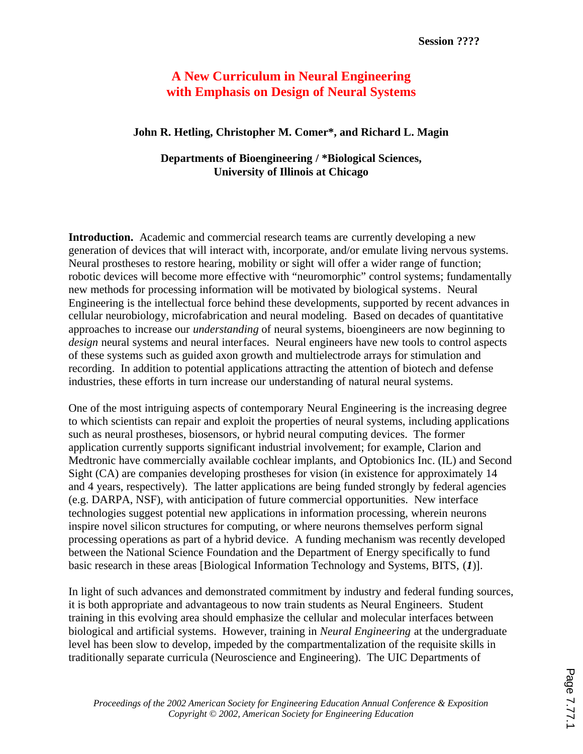Session ????

# A New Curriculum in Neural Engineering with Emphasis on Design of Neural Systems

**John R. Hetling, Christopher M. Comer*, and Richard L. Magin**

**Departments of Bioengineering / *Biological Sciences, University of Illinois at Chicago**

**Introduction.** Academic and commercial research teams are currently developing a new generation of devices that will interact with, incorporate, and/or emulate living nervous systems. Neural prostheses to restore hearing, mobility or sight will offer a wider range of function; robotic devices will become more effective with "neuromorphic" control systems; fundamentally new methods for processing information will be motivated by biological systems. Neural Engineering is the intellectual force behind these developments, supported by recent advances in cellular neurobiology, microfabrication and neural modeling. Based on decades of quantitative approaches to increase our *understanding* of neural systems, bioengineers are now beginning to *design* neural systems and neural interfaces. Neural engineers have new tools to control aspects of these systems such as guided axon growth and multielectrode arrays for stimulation and recording. In addition to potential applications attracting the attention of biotech and defense industries, these efforts in turn increase our understanding of natural neural systems.

One of the most intriguing aspects of contemporary Neural Engineering is the increasing degree to which scientists can repair and exploit the properties of neural systems, including applications such as neural prostheses, biosensors, or hybrid neural computing devices. The former application currently supports significant industrial involvement; for example, Clarion and Medtronic have commercially available cochlear implants, and Optobionics Inc. (IL) and Second Sight (CA) are companies developing prostheses for vision (in existence for approximately 14 and 4 years, respectively). The latter applications are being funded strongly by federal agencies (e.g. DARPA, NSF), with anticipation of future commercial opportunities. New interface technologies suggest potential new applications in information processing, wherein neurons inspire novel silicon structures for computing, or where neurons themselves perform signal processing operations as part of a hybrid device. A funding mechanism was recently developed between the National Science Foundation and the Department of Energy specifically to fund basic research in these areas [Biological Information Technology and Systems, BITS, (***1***)].

In light of such advances and demonstrated commitment by industry and federal funding sources, it is both appropriate and advantageous to now train students as Neural Engineers. Student training in this evolving area should emphasize the cellular and molecular interfaces between biological and artificial systems. However, training in *Neural Engineering* at the undergraduate level has been slow to develop, impeded by the compartmentalization of the requisite skills in traditionally separate curricula (Neuroscience and Engineering). The UIC Departments of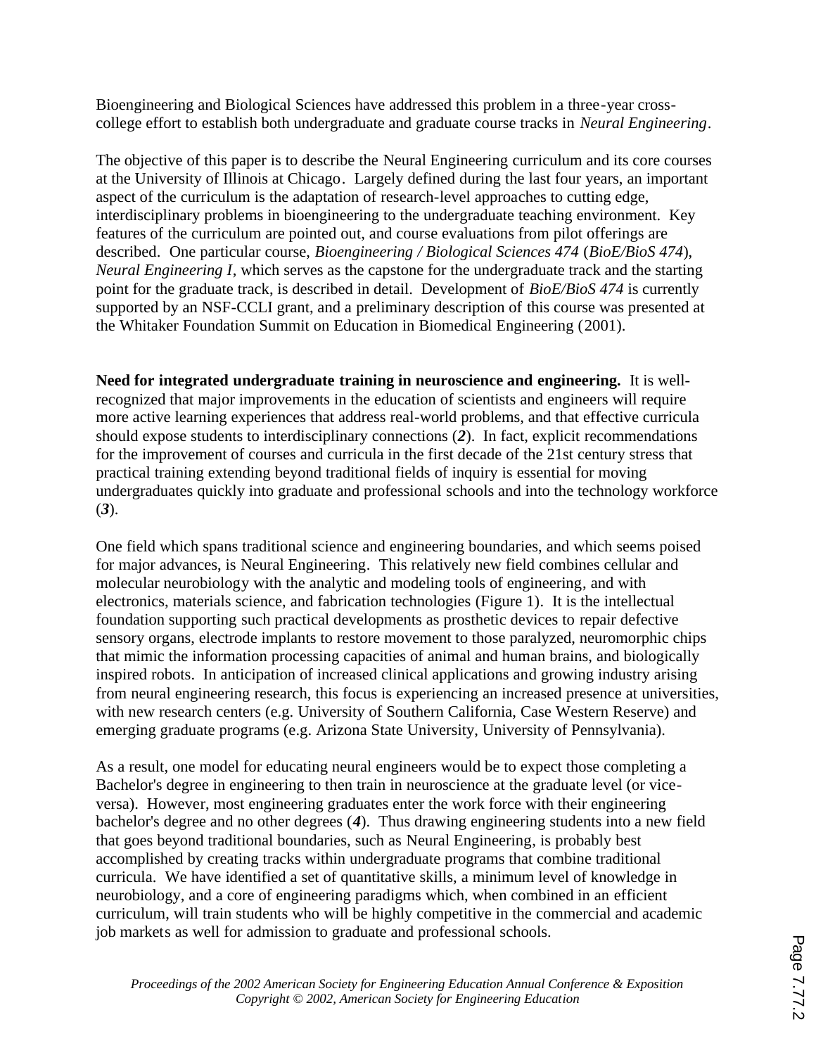Bioengineering and Biological Sciences have addressed this problem in a three-year cross-college effort to establish both undergraduate and graduate course tracks in *Neural Engineering*.

The objective of this paper is to describe the Neural Engineering curriculum and its core courses at the University of Illinois at Chicago. Largely defined during the last four years, an important aspect of the curriculum is the adaptation of research-level approaches to cutting edge, interdisciplinary problems in bioengineering to the undergraduate teaching environment. Key features of the curriculum are pointed out, and course evaluations from pilot offerings are described. One particular course, *Bioengineering / Biological Sciences 474* (*BioE/BioS 474*), *Neural Engineering I*, which serves as the capstone for the undergraduate track and the starting point for the graduate track, is described in detail. Development of *BioE/BioS 474* is currently supported by an NSF-CCLI grant, and a preliminary description of this course was presented at the Whitaker Foundation Summit on Education in Biomedical Engineering (2001).

**Need for integrated undergraduate training in neuroscience and engineering.** It is well-recognized that major improvements in the education of scientists and engineers will require more active learning experiences that address real-world problems, and that effective curricula should expose students to interdisciplinary connections (***2***). In fact, explicit recommendations for the improvement of courses and curricula in the first decade of the 21st century stress that practical training extending beyond traditional fields of inquiry is essential for moving undergraduates quickly into graduate and professional schools and into the technology workforce (***3***).

One field which spans traditional science and engineering boundaries, and which seems poised for major advances, is Neural Engineering. This relatively new field combines cellular and molecular neurobiology with the analytic and modeling tools of engineering, and with electronics, materials science, and fabrication technologies (Figure 1). It is the intellectual foundation supporting such practical developments as prosthetic devices to repair defective sensory organs, electrode implants to restore movement to those paralyzed, neuromorphic chips that mimic the information processing capacities of animal and human brains, and biologically inspired robots. In anticipation of increased clinical applications and growing industry arising from neural engineering research, this focus is experiencing an increased presence at universities, with new research centers (e.g. University of Southern California, Case Western Reserve) and emerging graduate programs (e.g. Arizona State University, University of Pennsylvania).

As a result, one model for educating neural engineers would be to expect those completing a Bachelor's degree in engineering to then train in neuroscience at the graduate level (or vice-versa). However, most engineering graduates enter the work force with their engineering bachelor's degree and no other degrees (***4***). Thus drawing engineering students into a new field that goes beyond traditional boundaries, such as Neural Engineering, is probably best accomplished by creating tracks within undergraduate programs that combine traditional curricula. We have identified a set of quantitative skills, a minimum level of knowledge in neurobiology, and a core of engineering paradigms which, when combined in an efficient curriculum, will train students who will be highly competitive in the commercial and academic job markets as well for admission to graduate and professional schools.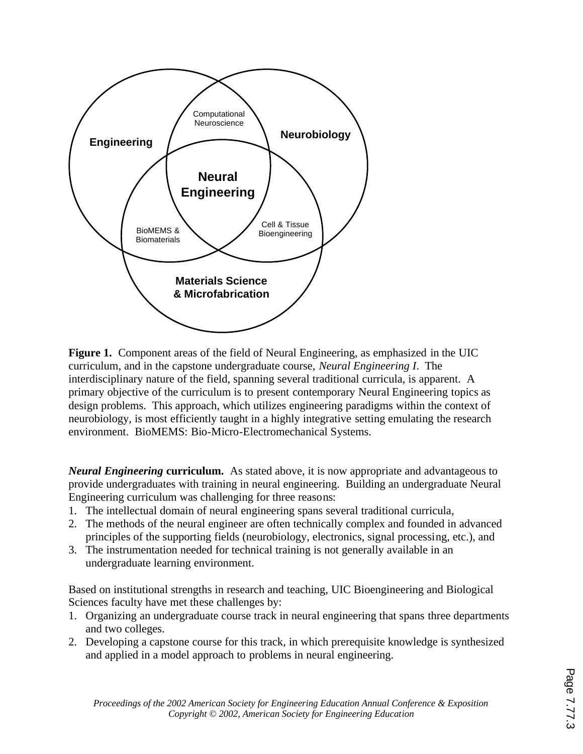Engineering

Neurobiology

Computational Neuroscience

Neural Engineering

BioMEMS & Biomaterials

Cell & Tissue Bioengineering

Materials Science & Microfabrication

**Figure 1.** Component areas of the field of Neural Engineering, as emphasized in the UIC curriculum, and in the capstone undergraduate course, *Neural Engineering I*. The interdisciplinary nature of the field, spanning several traditional curricula, is apparent. A primary objective of the curriculum is to present contemporary Neural Engineering topics as design problems. This approach, which utilizes engineering paradigms within the context of neurobiology, is most efficiently taught in a highly integrative setting emulating the research environment. BioMEMS: Bio-Micro-Electromechanical Systems.

***Neural Engineering* curriculum.** As stated above, it is now appropriate and advantageous to provide undergraduates with training in neural engineering. Building an undergraduate Neural Engineering curriculum was challenging for three reasons:

1. The intellectual domain of neural engineering spans several traditional curricula,
2. The methods of the neural engineer are often technically complex and founded in advanced principles of the supporting fields (neurobiology, electronics, signal processing, etc.), and
3. The instrumentation needed for technical training is not generally available in an undergraduate learning environment.

Based on institutional strengths in research and teaching, UIC Bioengineering and Biological Sciences faculty have met these challenges by:

1. Organizing an undergraduate course track in neural engineering that spans three departments and two colleges.
2. Developing a capstone course for this track, in which prerequisite knowledge is synthesized and applied in a model approach to problems in neural engineering.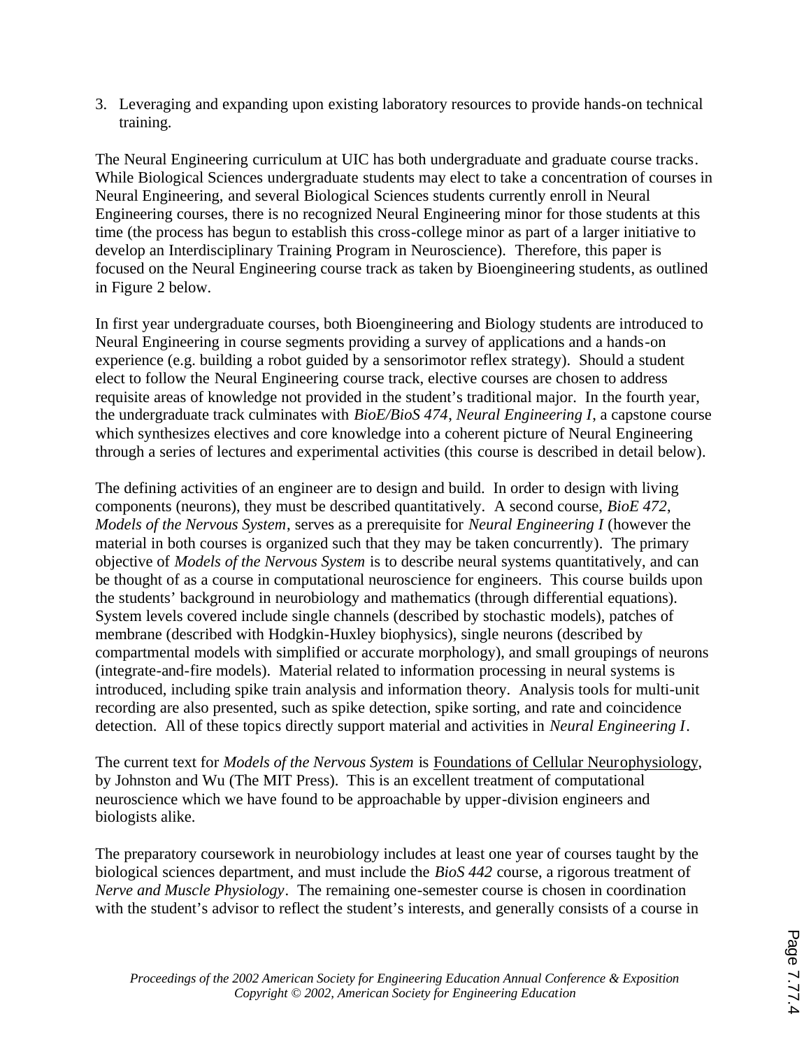3. Leveraging and expanding upon existing laboratory resources to provide hands-on technical training.

The Neural Engineering curriculum at UIC has both undergraduate and graduate course tracks. While Biological Sciences undergraduate students may elect to take a concentration of courses in Neural Engineering, and several Biological Sciences students currently enroll in Neural Engineering courses, there is no recognized Neural Engineering minor for those students at this time (the process has begun to establish this cross-college minor as part of a larger initiative to develop an Interdisciplinary Training Program in Neuroscience). Therefore, this paper is focused on the Neural Engineering course track as taken by Bioengineering students, as outlined in Figure 2 below.

In first year undergraduate courses, both Bioengineering and Biology students are introduced to Neural Engineering in course segments providing a survey of applications and a hands-on experience (e.g. building a robot guided by a sensorimotor reflex strategy). Should a student elect to follow the Neural Engineering course track, elective courses are chosen to address requisite areas of knowledge not provided in the student's traditional major. In the fourth year, the undergraduate track culminates with *BioE/BioS 474*, *Neural Engineering I*, a capstone course which synthesizes electives and core knowledge into a coherent picture of Neural Engineering through a series of lectures and experimental activities (this course is described in detail below).

The defining activities of an engineer are to design and build. In order to design with living components (neurons), they must be described quantitatively. A second course, *BioE 472*, *Models of the Nervous System*, serves as a prerequisite for *Neural Engineering I* (however the material in both courses is organized such that they may be taken concurrently). The primary objective of *Models of the Nervous System* is to describe neural systems quantitatively, and can be thought of as a course in computational neuroscience for engineers. This course builds upon the students' background in neurobiology and mathematics (through differential equations). System levels covered include single channels (described by stochastic models), patches of membrane (described with Hodgkin-Huxley biophysics), single neurons (described by compartmental models with simplified or accurate morphology), and small groupings of neurons (integrate-and-fire models). Material related to information processing in neural systems is introduced, including spike train analysis and information theory. Analysis tools for multi-unit recording are also presented, such as spike detection, spike sorting, and rate and coincidence detection. All of these topics directly support material and activities in *Neural Engineering I*.

The current text for *Models of the Nervous System* is Foundations of Cellular Neurophysiology, by Johnston and Wu (The MIT Press). This is an excellent treatment of computational neuroscience which we have found to be approachable by upper-division engineers and biologists alike.

The preparatory coursework in neurobiology includes at least one year of courses taught by the biological sciences department, and must include the *BioS 442* course, a rigorous treatment of *Nerve and Muscle Physiology*. The remaining one-semester course is chosen in coordination with the student's advisor to reflect the student's interests, and generally consists of a course in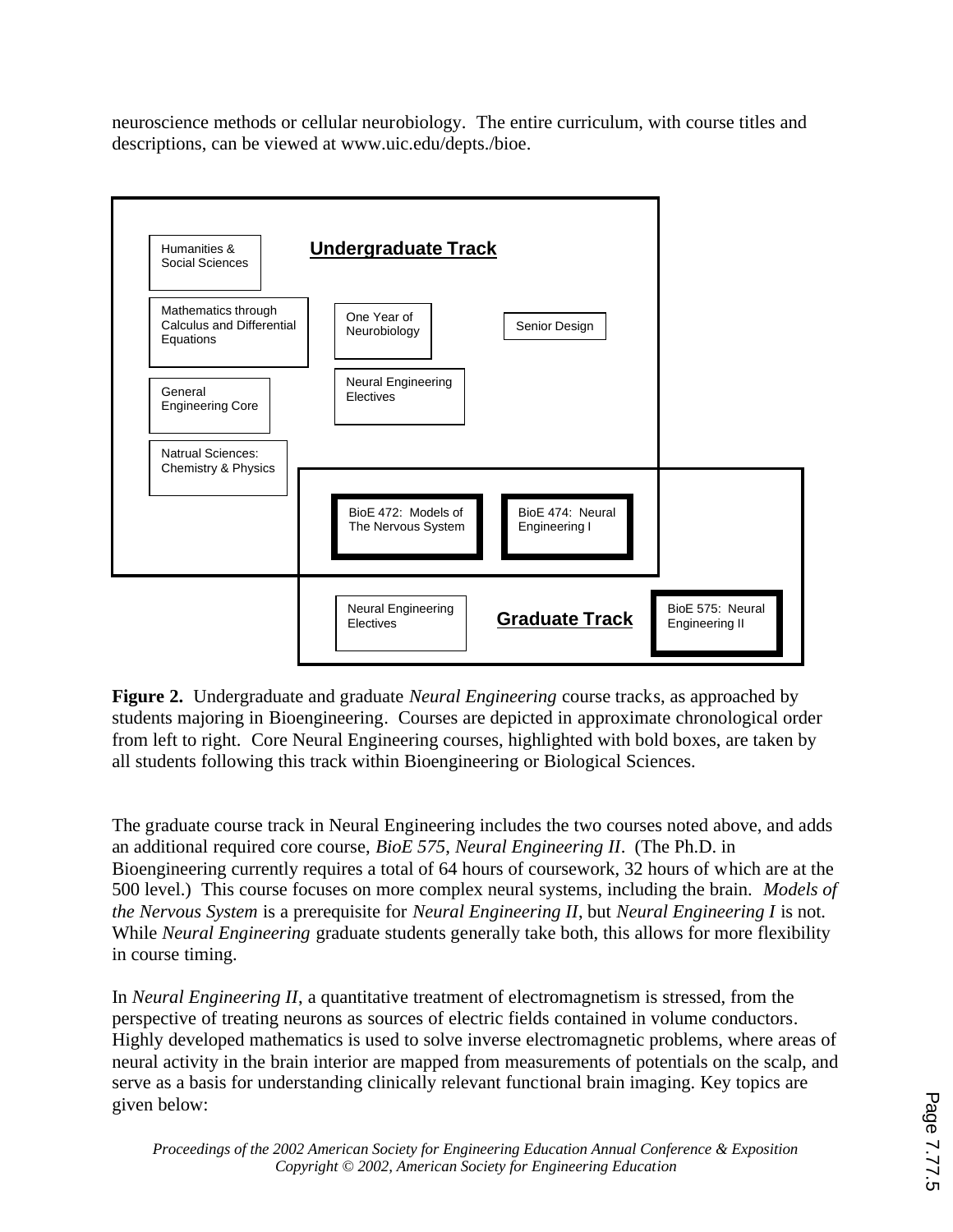neuroscience methods or cellular neurobiology. The entire curriculum, with course titles and descriptions, can be viewed at www.uic.edu/depts./bioe.

**Undergraduate Track**

- Humanities & Social Sciences
- Mathematics through Calculus and Differential Equations
- General Engineering Core
- Natrual Sciences: Chemistry & Physics
- One Year of Neurobiology
- Neural Engineering Electives
- Senior Design
- **BioE 472: Models of The Nervous System**
- **BioE 474: Neural Engineering I**

**Graduate Track**

- **BioE 472: Models of The Nervous System**
- **BioE 474: Neural Engineering I**
- Neural Engineering Electives
- **BioE 575: Neural Engineering II**

**Figure 2.** Undergraduate and graduate *Neural Engineering* course tracks, as approached by students majoring in Bioengineering. Courses are depicted in approximate chronological order from left to right. Core Neural Engineering courses, highlighted with bold boxes, are taken by all students following this track within Bioengineering or Biological Sciences.

The graduate course track in Neural Engineering includes the two courses noted above, and adds an additional required core course, *BioE 575, Neural Engineering II*. (The Ph.D. in Bioengineering currently requires a total of 64 hours of coursework, 32 hours of which are at the 500 level.) This course focuses on more complex neural systems, including the brain. *Models of the Nervous System* is a prerequisite for *Neural Engineering II*, but *Neural Engineering I* is not. While *Neural Engineering* graduate students generally take both, this allows for more flexibility in course timing.

In *Neural Engineering II*, a quantitative treatment of electromagnetism is stressed, from the perspective of treating neurons as sources of electric fields contained in volume conductors. Highly developed mathematics is used to solve inverse electromagnetic problems, where areas of neural activity in the brain interior are mapped from measurements of potentials on the scalp, and serve as a basis for understanding clinically relevant functional brain imaging. Key topics are given below: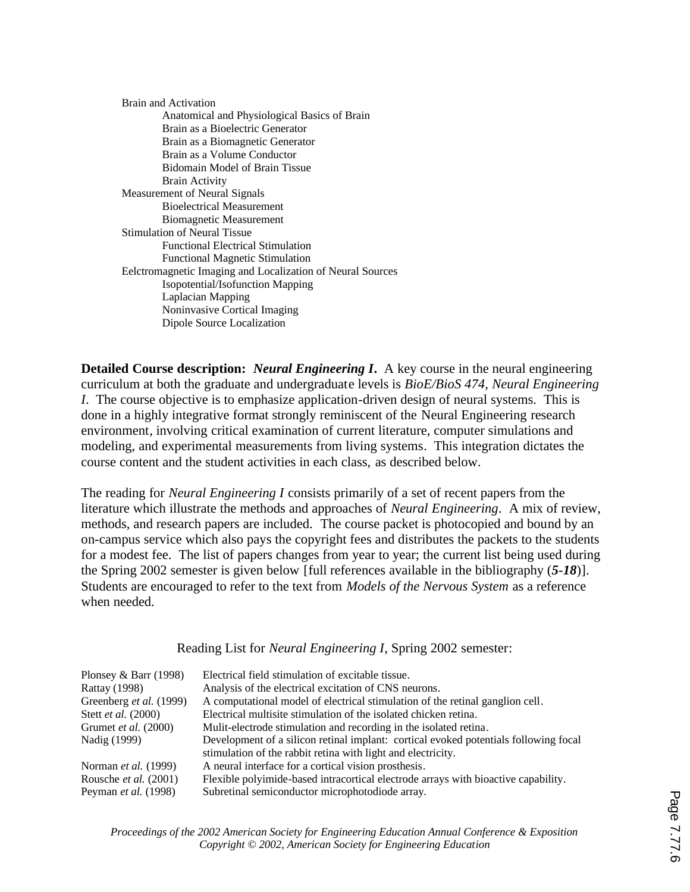- Brain and Activation
    - Anatomical and Physiological Basics of Brain
    - Brain as a Bioelectric Generator
    - Brain as a Biomagnetic Generator
    - Brain as a Volume Conductor
    - Bidomain Model of Brain Tissue
    - Brain Activity
- Measurement of Neural Signals
    - Bioelectrical Measurement
    - Biomagnetic Measurement
- Stimulation of Neural Tissue
    - Functional Electrical Stimulation
    - Functional Magnetic Stimulation
- Eelctromagnetic Imaging and Localization of Neural Sources
    - Isopotential/Isofunction Mapping
    - Laplacian Mapping
    - Noninvasive Cortical Imaging
    - Dipole Source Localization

**Detailed Course description:** ***Neural Engineering I*****.** A key course in the neural engineering curriculum at both the graduate and undergraduate levels is *BioE/BioS 474*, *Neural Engineering I*. The course objective is to emphasize application-driven design of neural systems. This is done in a highly integrative format strongly reminiscent of the Neural Engineering research environment, involving critical examination of current literature, computer simulations and modeling, and experimental measurements from living systems. This integration dictates the course content and the student activities in each class, as described below.

The reading for *Neural Engineering I* consists primarily of a set of recent papers from the literature which illustrate the methods and approaches of *Neural Engineering*. A mix of review, methods, and research papers are included. The course packet is photocopied and bound by an on-campus service which also pays the copyright fees and distributes the packets to the students for a modest fee. The list of papers changes from year to year; the current list being used during the Spring 2002 semester is given below [full references available in the bibliography (***5-18***)]. Students are encouraged to refer to the text from *Models of the Nervous System* as a reference when needed.

Reading List for *Neural Engineering I*, Spring 2002 semester:

| | |
|---|---|
| Plonsey & Barr (1998) | Electrical field stimulation of excitable tissue. |
| Rattay (1998) | Analysis of the electrical excitation of CNS neurons. |
| Greenberg *et al.* (1999) | A computational model of electrical stimulation of the retinal ganglion cell. |
| Stett *et al.* (2000) | Electrical multisite stimulation of the isolated chicken retina. |
| Grumet *et al.* (2000) | Mulit-electrode stimulation and recording in the isolated retina. |
| Nadig (1999) | Development of a silicon retinal implant: cortical evoked potentials following focal stimulation of the rabbit retina with light and electricity. |
| Norman *et al.* (1999) | A neural interface for a cortical vision prosthesis. |
| Rousche *et al.* (2001) | Flexible polyimide-based intracortical electrode arrays with bioactive capability. |
| Peyman *et al.* (1998) | Subretinal semiconductor microphotodiode array. |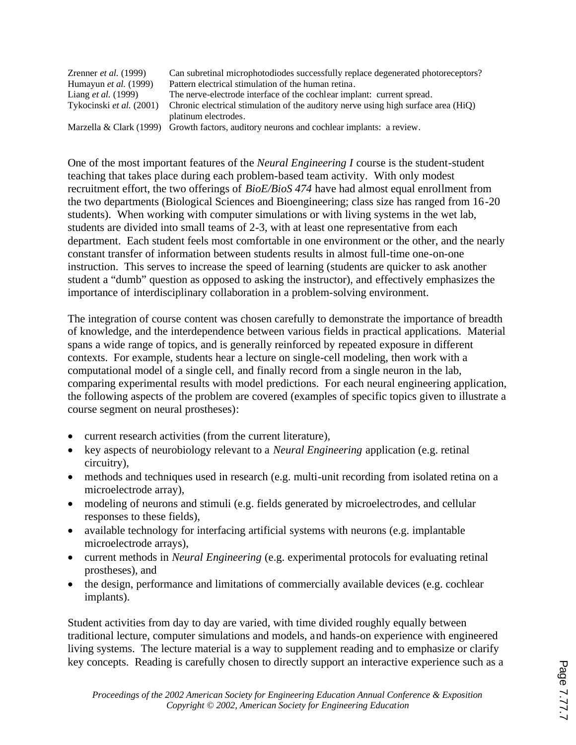| | |
|---|---|
| Zrenner *et al.* (1999) | Can subretinal microphotodiodes successfully replace degenerated photoreceptors? |
| Humayun *et al.* (1999) | Pattern electrical stimulation of the human retina. |
| Liang *et al.* (1999) | The nerve-electrode interface of the cochlear implant: current spread. |
| Tykocinski *et al.* (2001) | Chronic electrical stimulation of the auditory nerve using high surface area (HiQ) platinum electrodes. |
| Marzella & Clark (1999) | Growth factors, auditory neurons and cochlear implants: a review. |

One of the most important features of the *Neural Engineering I* course is the student-student teaching that takes place during each problem-based team activity. With only modest recruitment effort, the two offerings of *BioE/BioS 474* have had almost equal enrollment from the two departments (Biological Sciences and Bioengineering; class size has ranged from 16-20 students). When working with computer simulations or with living systems in the wet lab, students are divided into small teams of 2-3, with at least one representative from each department. Each student feels most comfortable in one environment or the other, and the nearly constant transfer of information between students results in almost full-time one-on-one instruction. This serves to increase the speed of learning (students are quicker to ask another student a "dumb" question as opposed to asking the instructor), and effectively emphasizes the importance of interdisciplinary collaboration in a problem-solving environment.

The integration of course content was chosen carefully to demonstrate the importance of breadth of knowledge, and the interdependence between various fields in practical applications. Material spans a wide range of topics, and is generally reinforced by repeated exposure in different contexts. For example, students hear a lecture on single-cell modeling, then work with a computational model of a single cell, and finally record from a single neuron in the lab, comparing experimental results with model predictions. For each neural engineering application, the following aspects of the problem are covered (examples of specific topics given to illustrate a course segment on neural prostheses):

- current research activities (from the current literature),
- key aspects of neurobiology relevant to a *Neural Engineering* application (e.g. retinal circuitry),
- methods and techniques used in research (e.g. multi-unit recording from isolated retina on a microelectrode array),
- modeling of neurons and stimuli (e.g. fields generated by microelectrodes, and cellular responses to these fields),
- available technology for interfacing artificial systems with neurons (e.g. implantable microelectrode arrays),
- current methods in *Neural Engineering* (e.g. experimental protocols for evaluating retinal prostheses), and
- the design, performance and limitations of commercially available devices (e.g. cochlear implants).

Student activities from day to day are varied, with time divided roughly equally between traditional lecture, computer simulations and models, and hands-on experience with engineered living systems. The lecture material is a way to supplement reading and to emphasize or clarify key concepts. Reading is carefully chosen to directly support an interactive experience such as a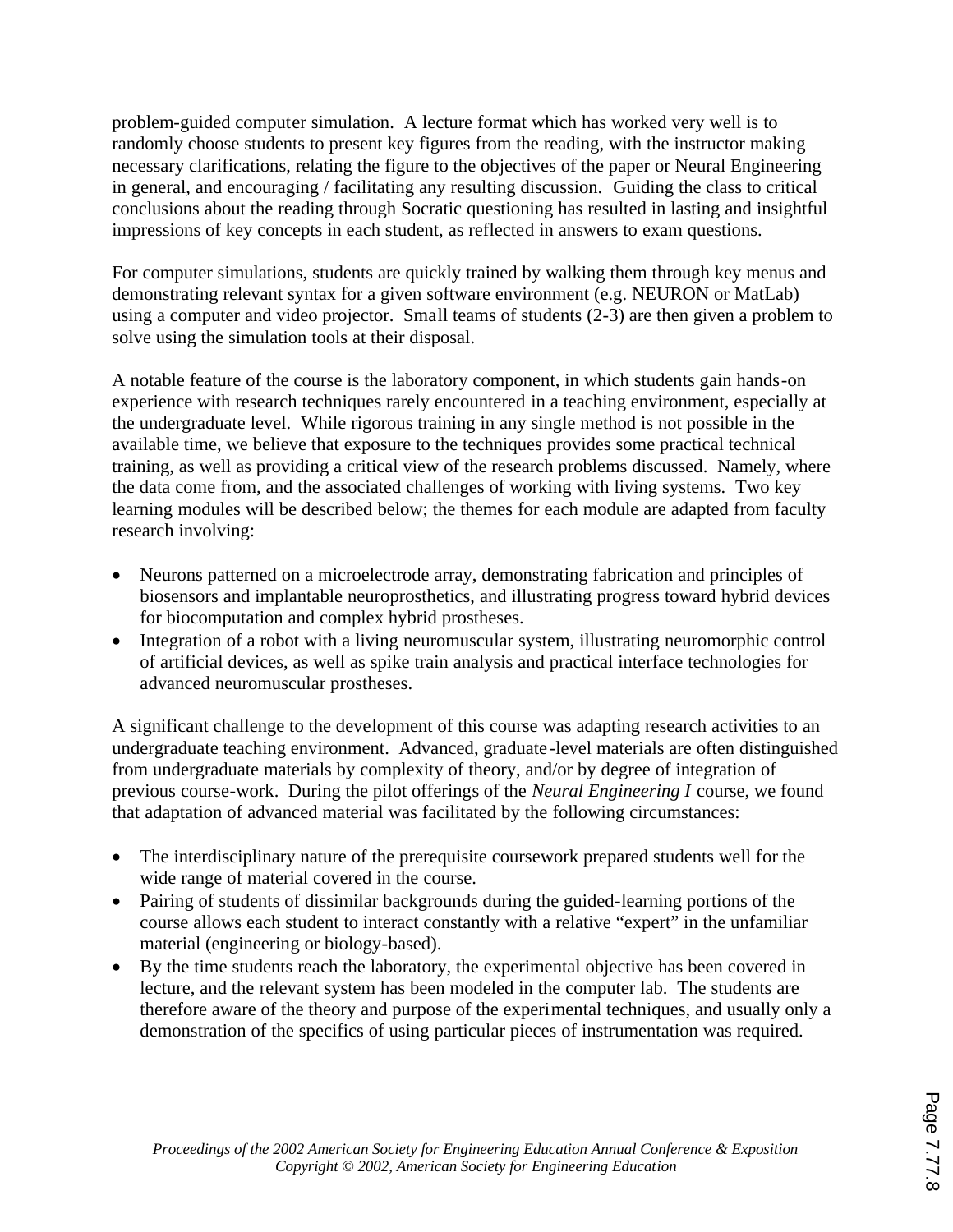problem-guided computer simulation. A lecture format which has worked very well is to randomly choose students to present key figures from the reading, with the instructor making necessary clarifications, relating the figure to the objectives of the paper or Neural Engineering in general, and encouraging / facilitating any resulting discussion. Guiding the class to critical conclusions about the reading through Socratic questioning has resulted in lasting and insightful impressions of key concepts in each student, as reflected in answers to exam questions.

For computer simulations, students are quickly trained by walking them through key menus and demonstrating relevant syntax for a given software environment (e.g. NEURON or MatLab) using a computer and video projector. Small teams of students (2-3) are then given a problem to solve using the simulation tools at their disposal.

A notable feature of the course is the laboratory component, in which students gain hands-on experience with research techniques rarely encountered in a teaching environment, especially at the undergraduate level. While rigorous training in any single method is not possible in the available time, we believe that exposure to the techniques provides some practical technical training, as well as providing a critical view of the research problems discussed. Namely, where the data come from, and the associated challenges of working with living systems. Two key learning modules will be described below; the themes for each module are adapted from faculty research involving:

- Neurons patterned on a microelectrode array, demonstrating fabrication and principles of biosensors and implantable neuroprosthetics, and illustrating progress toward hybrid devices for biocomputation and complex hybrid prostheses.
- Integration of a robot with a living neuromuscular system, illustrating neuromorphic control of artificial devices, as well as spike train analysis and practical interface technologies for advanced neuromuscular prostheses.

A significant challenge to the development of this course was adapting research activities to an undergraduate teaching environment. Advanced, graduate-level materials are often distinguished from undergraduate materials by complexity of theory, and/or by degree of integration of previous course-work. During the pilot offerings of the *Neural Engineering I* course, we found that adaptation of advanced material was facilitated by the following circumstances:

- The interdisciplinary nature of the prerequisite coursework prepared students well for the wide range of material covered in the course.
- Pairing of students of dissimilar backgrounds during the guided-learning portions of the course allows each student to interact constantly with a relative "expert" in the unfamiliar material (engineering or biology-based).
- By the time students reach the laboratory, the experimental objective has been covered in lecture, and the relevant system has been modeled in the computer lab. The students are therefore aware of the theory and purpose of the experimental techniques, and usually only a demonstration of the specifics of using particular pieces of instrumentation was required.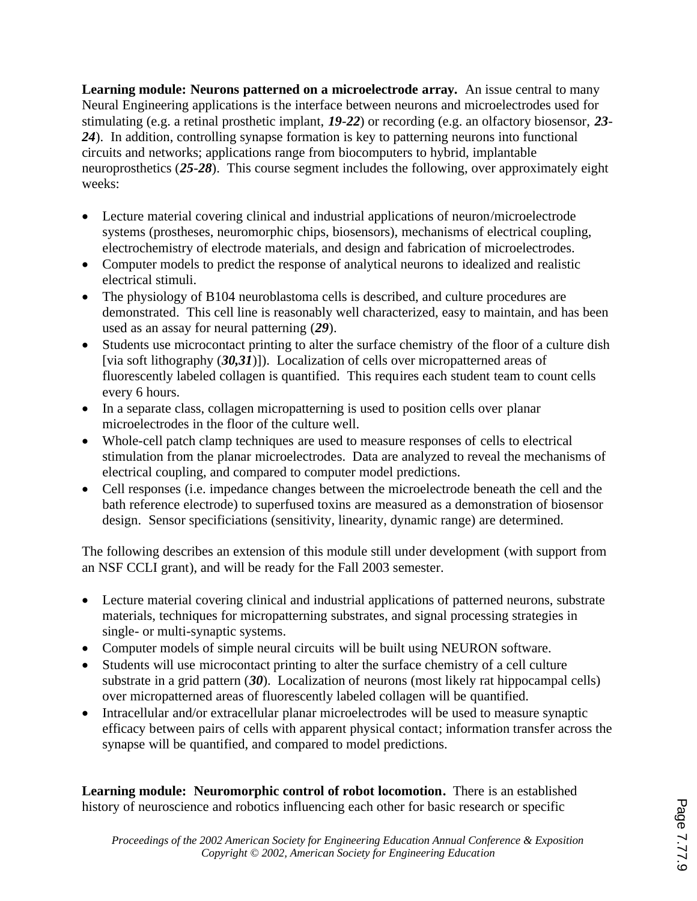**Learning module: Neurons patterned on a microelectrode array.** An issue central to many Neural Engineering applications is the interface between neurons and microelectrodes used for stimulating (e.g. a retinal prosthetic implant, ***19-22***) or recording (e.g. an olfactory biosensor, ***23-24***). In addition, controlling synapse formation is key to patterning neurons into functional circuits and networks; applications range from biocomputers to hybrid, implantable neuroprosthetics (***25-28***). This course segment includes the following, over approximately eight weeks:

- Lecture material covering clinical and industrial applications of neuron/microelectrode systems (prostheses, neuromorphic chips, biosensors), mechanisms of electrical coupling, electrochemistry of electrode materials, and design and fabrication of microelectrodes.
- Computer models to predict the response of analytical neurons to idealized and realistic electrical stimuli.
- The physiology of B104 neuroblastoma cells is described, and culture procedures are demonstrated. This cell line is reasonably well characterized, easy to maintain, and has been used as an assay for neural patterning (***29***).
- Students use microcontact printing to alter the surface chemistry of the floor of a culture dish [via soft lithography (***30,31***)]). Localization of cells over micropatterned areas of fluorescently labeled collagen is quantified. This requires each student team to count cells every 6 hours.
- In a separate class, collagen micropatterning is used to position cells over planar microelectrodes in the floor of the culture well.
- Whole-cell patch clamp techniques are used to measure responses of cells to electrical stimulation from the planar microelectrodes. Data are analyzed to reveal the mechanisms of electrical coupling, and compared to computer model predictions.
- Cell responses (i.e. impedance changes between the microelectrode beneath the cell and the bath reference electrode) to superfused toxins are measured as a demonstration of biosensor design. Sensor specificiations (sensitivity, linearity, dynamic range) are determined.

The following describes an extension of this module still under development (with support from an NSF CCLI grant), and will be ready for the Fall 2003 semester.

- Lecture material covering clinical and industrial applications of patterned neurons, substrate materials, techniques for micropatterning substrates, and signal processing strategies in single- or multi-synaptic systems.
- Computer models of simple neural circuits will be built using NEURON software.
- Students will use microcontact printing to alter the surface chemistry of a cell culture substrate in a grid pattern (***30***). Localization of neurons (most likely rat hippocampal cells) over micropatterned areas of fluorescently labeled collagen will be quantified.
- Intracellular and/or extracellular planar microelectrodes will be used to measure synaptic efficacy between pairs of cells with apparent physical contact; information transfer across the synapse will be quantified, and compared to model predictions.

**Learning module: Neuromorphic control of robot locomotion.** There is an established history of neuroscience and robotics influencing each other for basic research or specific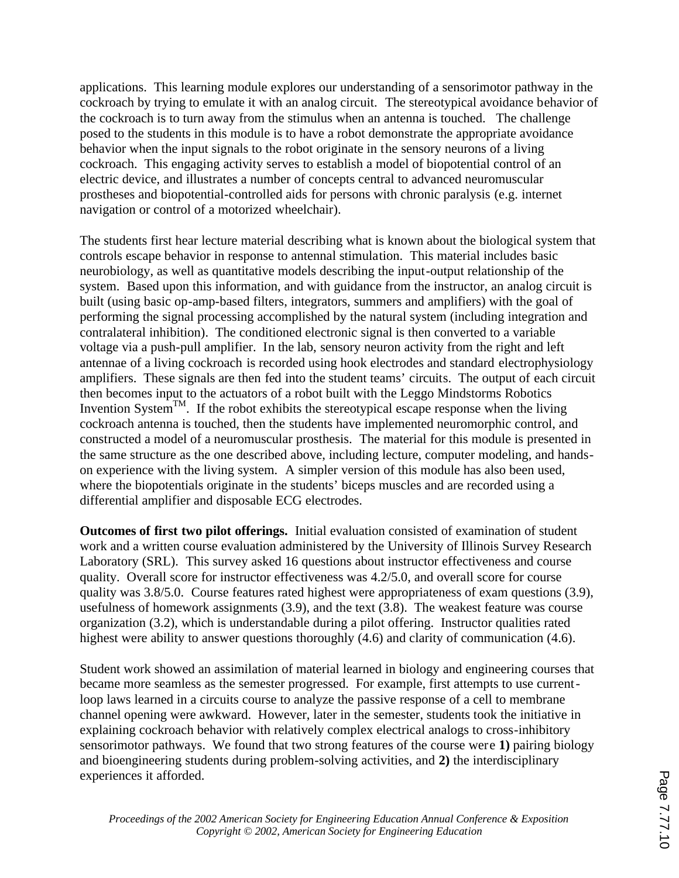applications. This learning module explores our understanding of a sensorimotor pathway in the cockroach by trying to emulate it with an analog circuit. The stereotypical avoidance behavior of the cockroach is to turn away from the stimulus when an antenna is touched. The challenge posed to the students in this module is to have a robot demonstrate the appropriate avoidance behavior when the input signals to the robot originate in the sensory neurons of a living cockroach. This engaging activity serves to establish a model of biopotential control of an electric device, and illustrates a number of concepts central to advanced neuromuscular prostheses and biopotential-controlled aids for persons with chronic paralysis (e.g. internet navigation or control of a motorized wheelchair).

The students first hear lecture material describing what is known about the biological system that controls escape behavior in response to antennal stimulation. This material includes basic neurobiology, as well as quantitative models describing the input-output relationship of the system. Based upon this information, and with guidance from the instructor, an analog circuit is built (using basic op-amp-based filters, integrators, summers and amplifiers) with the goal of performing the signal processing accomplished by the natural system (including integration and contralateral inhibition). The conditioned electronic signal is then converted to a variable voltage via a push-pull amplifier. In the lab, sensory neuron activity from the right and left antennae of a living cockroach is recorded using hook electrodes and standard electrophysiology amplifiers. These signals are then fed into the student teams' circuits. The output of each circuit then becomes input to the actuators of a robot built with the Leggo Mindstorms Robotics Invention System™. If the robot exhibits the stereotypical escape response when the living cockroach antenna is touched, then the students have implemented neuromorphic control, and constructed a model of a neuromuscular prosthesis. The material for this module is presented in the same structure as the one described above, including lecture, computer modeling, and hands-on experience with the living system. A simpler version of this module has also been used, where the biopotentials originate in the students' biceps muscles and are recorded using a differential amplifier and disposable ECG electrodes.

**Outcomes of first two pilot offerings.** Initial evaluation consisted of examination of student work and a written course evaluation administered by the University of Illinois Survey Research Laboratory (SRL). This survey asked 16 questions about instructor effectiveness and course quality. Overall score for instructor effectiveness was 4.2/5.0, and overall score for course quality was 3.8/5.0. Course features rated highest were appropriateness of exam questions (3.9), usefulness of homework assignments (3.9), and the text (3.8). The weakest feature was course organization (3.2), which is understandable during a pilot offering. Instructor qualities rated highest were ability to answer questions thoroughly (4.6) and clarity of communication (4.6).

Student work showed an assimilation of material learned in biology and engineering courses that became more seamless as the semester progressed. For example, first attempts to use current-loop laws learned in a circuits course to analyze the passive response of a cell to membrane channel opening were awkward. However, later in the semester, students took the initiative in explaining cockroach behavior with relatively complex electrical analogs to cross-inhibitory sensorimotor pathways. We found that two strong features of the course were **1)** pairing biology and bioengineering students during problem-solving activities, and **2)** the interdisciplinary experiences it afforded.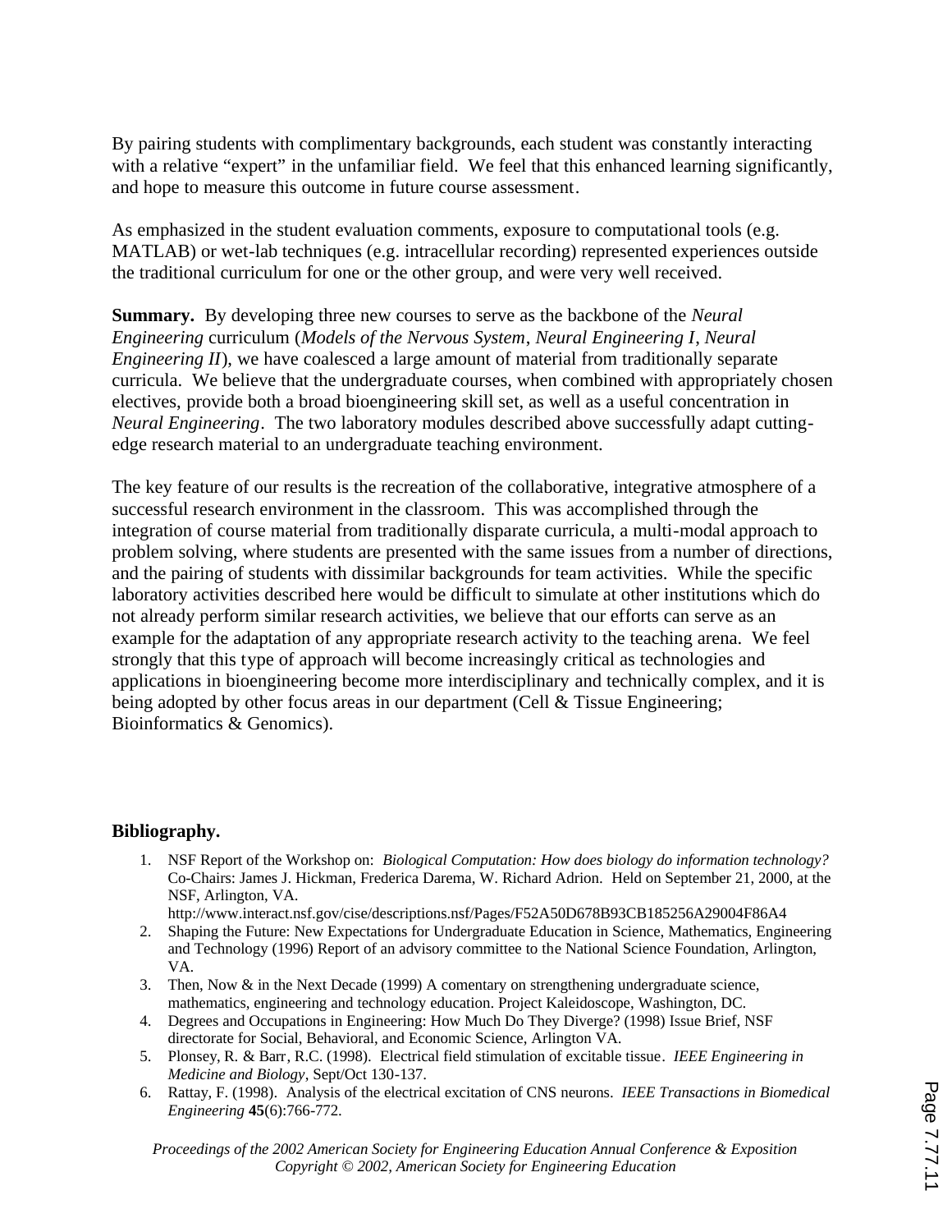By pairing students with complimentary backgrounds, each student was constantly interacting with a relative "expert" in the unfamiliar field. We feel that this enhanced learning significantly, and hope to measure this outcome in future course assessment.

As emphasized in the student evaluation comments, exposure to computational tools (e.g. MATLAB) or wet-lab techniques (e.g. intracellular recording) represented experiences outside the traditional curriculum for one or the other group, and were very well received.

**Summary.** By developing three new courses to serve as the backbone of the *Neural Engineering* curriculum (*Models of the Nervous System*, *Neural Engineering I*, *Neural Engineering II*), we have coalesced a large amount of material from traditionally separate curricula. We believe that the undergraduate courses, when combined with appropriately chosen electives, provide both a broad bioengineering skill set, as well as a useful concentration in *Neural Engineering*. The two laboratory modules described above successfully adapt cutting-edge research material to an undergraduate teaching environment.

The key feature of our results is the recreation of the collaborative, integrative atmosphere of a successful research environment in the classroom. This was accomplished through the integration of course material from traditionally disparate curricula, a multi-modal approach to problem solving, where students are presented with the same issues from a number of directions, and the pairing of students with dissimilar backgrounds for team activities. While the specific laboratory activities described here would be difficult to simulate at other institutions which do not already perform similar research activities, we believe that our efforts can serve as an example for the adaptation of any appropriate research activity to the teaching arena. We feel strongly that this type of approach will become increasingly critical as technologies and applications in bioengineering become more interdisciplinary and technically complex, and it is being adopted by other focus areas in our department (Cell & Tissue Engineering; Bioinformatics & Genomics).

**Bibliography.**

1. NSF Report of the Workshop on: *Biological Computation: How does biology do information technology?* Co-Chairs: James J. Hickman, Frederica Darema, W. Richard Adrion. Held on September 21, 2000, at the NSF, Arlington, VA. http://www.interact.nsf.gov/cise/descriptions.nsf/Pages/F52A50D678B93CB185256A29004F86A4
2. Shaping the Future: New Expectations for Undergraduate Education in Science, Mathematics, Engineering and Technology (1996) Report of an advisory committee to the National Science Foundation, Arlington, VA.
3. Then, Now & in the Next Decade (1999) A comentary on strengthening undergraduate science, mathematics, engineering and technology education. Project Kaleidoscope, Washington, DC.
4. Degrees and Occupations in Engineering: How Much Do They Diverge? (1998) Issue Brief, NSF directorate for Social, Behavioral, and Economic Science, Arlington VA.
5. Plonsey, R. & Barr, R.C. (1998). Electrical field stimulation of excitable tissue. *IEEE Engineering in Medicine and Biology*, Sept/Oct 130-137.
6. Rattay, F. (1998). Analysis of the electrical excitation of CNS neurons. *IEEE Transactions in Biomedical Engineering* **45**(6):766-772.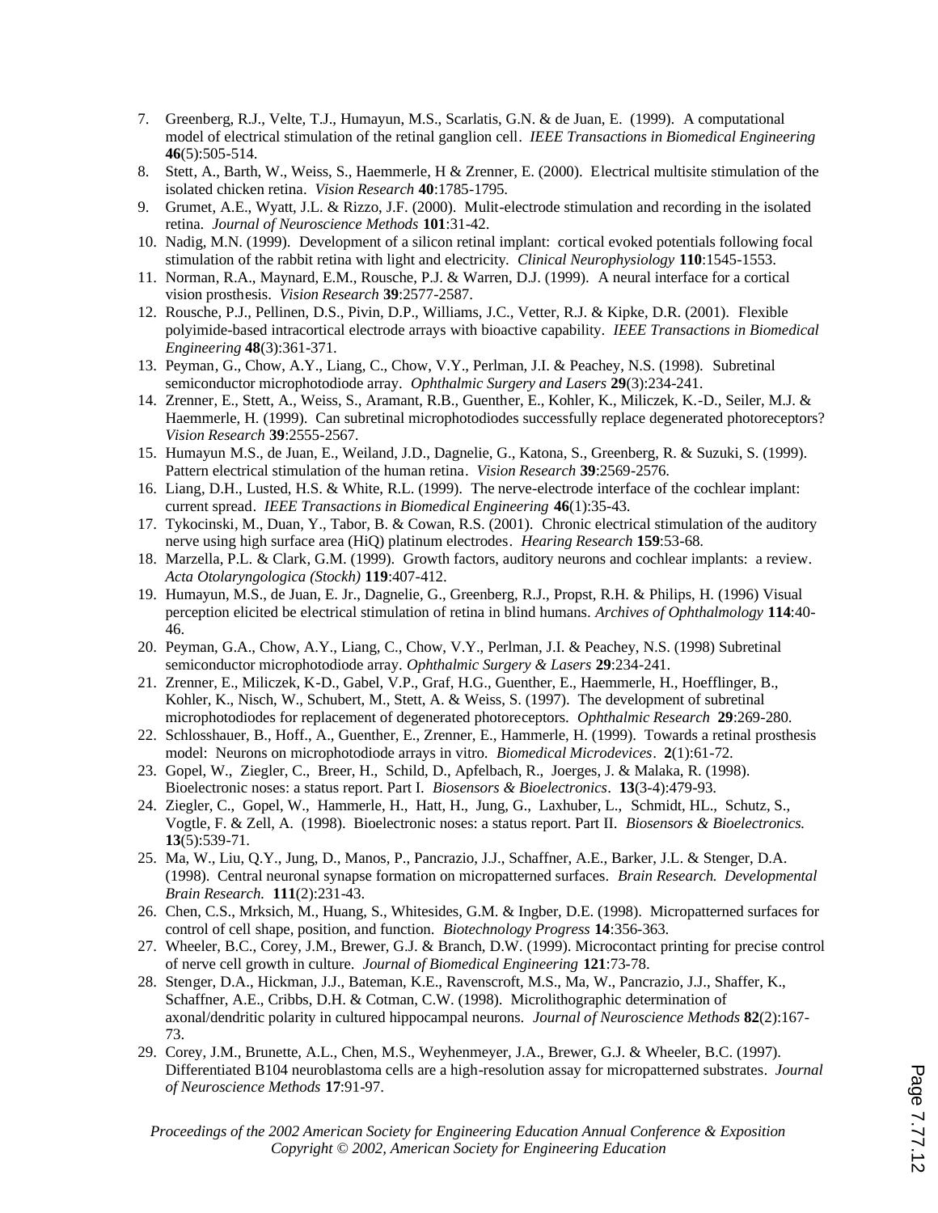7. Greenberg, R.J., Velte, T.J., Humayun, M.S., Scarlatis, G.N. & de Juan, E. (1999). A computational model of electrical stimulation of the retinal ganglion cell. *IEEE Transactions in Biomedical Engineering* **46**(5):505-514.
8. Stett, A., Barth, W., Weiss, S., Haemmerle, H & Zrenner, E. (2000). Electrical multisite stimulation of the isolated chicken retina. *Vision Research* **40**:1785-1795.
9. Grumet, A.E., Wyatt, J.L. & Rizzo, J.F. (2000). Mulit-electrode stimulation and recording in the isolated retina. *Journal of Neuroscience Methods* **101**:31-42.
10. Nadig, M.N. (1999). Development of a silicon retinal implant: cortical evoked potentials following focal stimulation of the rabbit retina with light and electricity. *Clinical Neurophysiology* **110**:1545-1553.
11. Norman, R.A., Maynard, E.M., Rousche, P.J. & Warren, D.J. (1999). A neural interface for a cortical vision prosthesis. *Vision Research* **39**:2577-2587.
12. Rousche, P.J., Pellinen, D.S., Pivin, D.P., Williams, J.C., Vetter, R.J. & Kipke, D.R. (2001). Flexible polyimide-based intracortical electrode arrays with bioactive capability. *IEEE Transactions in Biomedical Engineering* **48**(3):361-371.
13. Peyman, G., Chow, A.Y., Liang, C., Chow, V.Y., Perlman, J.I. & Peachey, N.S. (1998). Subretinal semiconductor microphotodiode array. *Ophthalmic Surgery and Lasers* **29**(3):234-241.
14. Zrenner, E., Stett, A., Weiss, S., Aramant, R.B., Guenther, E., Kohler, K., Miliczek, K.-D., Seiler, M.J. & Haemmerle, H. (1999). Can subretinal microphotodiodes successfully replace degenerated photoreceptors? *Vision Research* **39**:2555-2567.
15. Humayun M.S., de Juan, E., Weiland, J.D., Dagnelie, G., Katona, S., Greenberg, R. & Suzuki, S. (1999). Pattern electrical stimulation of the human retina. *Vision Research* **39**:2569-2576.
16. Liang, D.H., Lusted, H.S. & White, R.L. (1999). The nerve-electrode interface of the cochlear implant: current spread. *IEEE Transactions in Biomedical Engineering* **46**(1):35-43.
17. Tykocinski, M., Duan, Y., Tabor, B. & Cowan, R.S. (2001). Chronic electrical stimulation of the auditory nerve using high surface area (HiQ) platinum electrodes. *Hearing Research* **159**:53-68.
18. Marzella, P.L. & Clark, G.M. (1999). Growth factors, auditory neurons and cochlear implants: a review. *Acta Otolaryngologica (Stockh)* **119**:407-412.
19. Humayun, M.S., de Juan, E. Jr., Dagnelie, G., Greenberg, R.J., Propst, R.H. & Philips, H. (1996) Visual perception elicited be electrical stimulation of retina in blind humans. *Archives of Ophthalmology* **114**:40-46.
20. Peyman, G.A., Chow, A.Y., Liang, C., Chow, V.Y., Perlman, J.I. & Peachey, N.S. (1998) Subretinal semiconductor microphotodiode array. *Ophthalmic Surgery & Lasers* **29**:234-241.
21. Zrenner, E., Miliczek, K-D., Gabel, V.P., Graf, H.G., Guenther, E., Haemmerle, H., Hoefflinger, B., Kohler, K., Nisch, W., Schubert, M., Stett, A. & Weiss, S. (1997). The development of subretinal microphotodiodes for replacement of degenerated photoreceptors. *Ophthalmic Research* **29**:269-280.
22. Schlosshauer, B., Hoff., A., Guenther, E., Zrenner, E., Hammerle, H. (1999). Towards a retinal prosthesis model: Neurons on microphotodiode arrays in vitro. *Biomedical Microdevices*. **2**(1):61-72.
23. Gopel, W., Ziegler, C., Breer, H., Schild, D., Apfelbach, R., Joerges, J. & Malaka, R. (1998). Bioelectronic noses: a status report. Part I. *Biosensors & Bioelectronics*. **13**(3-4):479-93.
24. Ziegler, C., Gopel, W., Hammerle, H., Hatt, H., Jung, G., Laxhuber, L., Schmidt, HL., Schutz, S., Vogtle, F. & Zell, A. (1998). Bioelectronic noses: a status report. Part II. *Biosensors & Bioelectronics.* **13**(5):539-71.
25. Ma, W., Liu, Q.Y., Jung, D., Manos, P., Pancrazio, J.J., Schaffner, A.E., Barker, J.L. & Stenger, D.A. (1998). Central neuronal synapse formation on micropatterned surfaces. *Brain Research. Developmental Brain Research.* **111**(2):231-43.
26. Chen, C.S., Mrksich, M., Huang, S., Whitesides, G.M. & Ingber, D.E. (1998). Micropatterned surfaces for control of cell shape, position, and function. *Biotechnology Progress* **14**:356-363.
27. Wheeler, B.C., Corey, J.M., Brewer, G.J. & Branch, D.W. (1999). Microcontact printing for precise control of nerve cell growth in culture. *Journal of Biomedical Engineering* **121**:73-78.
28. Stenger, D.A., Hickman, J.J., Bateman, K.E., Ravenscroft, M.S., Ma, W., Pancrazio, J.J., Shaffer, K., Schaffner, A.E., Cribbs, D.H. & Cotman, C.W. (1998). Microlithographic determination of axonal/dendritic polarity in cultured hippocampal neurons. *Journal of Neuroscience Methods* **82**(2):167-73.
29. Corey, J.M., Brunette, A.L., Chen, M.S., Weyhenmeyer, J.A., Brewer, G.J. & Wheeler, B.C. (1997). Differentiated B104 neuroblastoma cells are a high-resolution assay for micropatterned substrates. *Journal of Neuroscience Methods* **17**:91-97.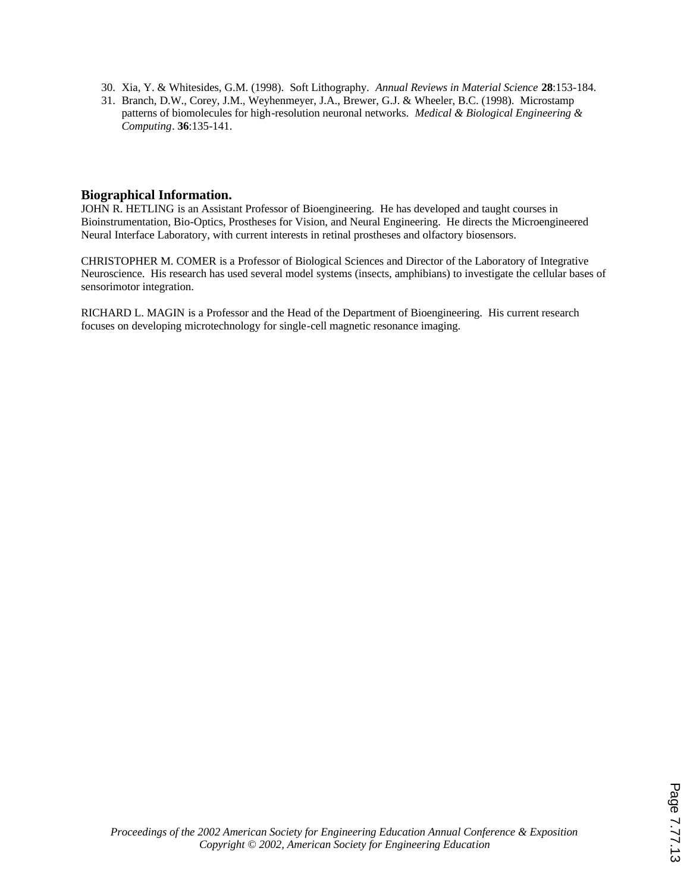30. Xia, Y. & Whitesides, G.M. (1998). Soft Lithography. *Annual Reviews in Material Science* **28**:153-184.
31. Branch, D.W., Corey, J.M., Weyhenmeyer, J.A., Brewer, G.J. & Wheeler, B.C. (1998). Microstamp patterns of biomolecules for high-resolution neuronal networks. *Medical & Biological Engineering & Computing*. **36**:135-141.

## Biographical Information.

JOHN R. HETLING is an Assistant Professor of Bioengineering. He has developed and taught courses in Bioinstrumentation, Bio-Optics, Prostheses for Vision, and Neural Engineering. He directs the Microengineered Neural Interface Laboratory, with current interests in retinal prostheses and olfactory biosensors.

CHRISTOPHER M. COMER is a Professor of Biological Sciences and Director of the Laboratory of Integrative Neuroscience. His research has used several model systems (insects, amphibians) to investigate the cellular bases of sensorimotor integration.

RICHARD L. MAGIN is a Professor and the Head of the Department of Bioengineering. His current research focuses on developing microtechnology for single-cell magnetic resonance imaging.